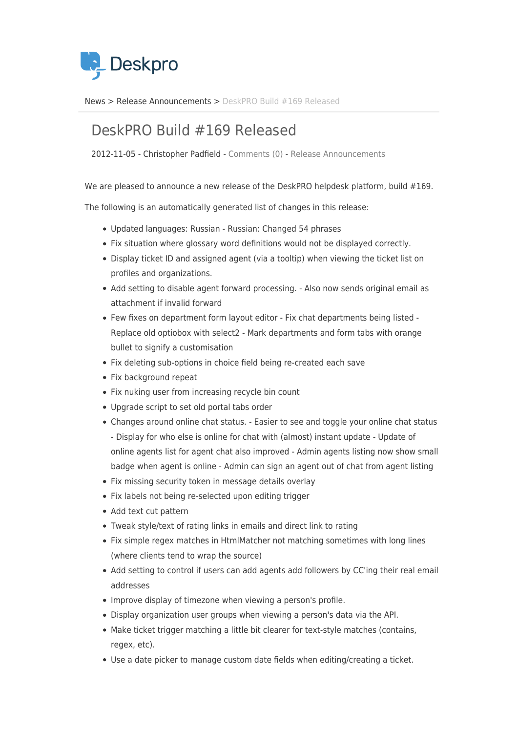News > Release Announcements > DeskPRO Build #169 Released

# DeskPRO Build #169 Released

2012-11-05 - Christopher Padfield - Comments (0) - Release Announcements

We are pleased to announce a new release of the DeskPRO helpdesk platform, build #169.

The following is an automatically generated list of changes in this release:

- Updated languages: Russian - Russian: Changed 54 phrases
- Fix situation where glossary word definitions would not be displayed correctly.
- Display ticket ID and assigned agent (via a tooltip) when viewing the ticket list on profiles and organizations.
- Add setting to disable agent forward processing. - Also now sends original email as attachment if invalid forward
- Few fixes on department form layout editor - Fix chat departments being listed - Replace old optiobox with select2 - Mark departments and form tabs with orange bullet to signify a customisation
- Fix deleting sub-options in choice field being re-created each save
- Fix background repeat
- Fix nuking user from increasing recycle bin count
- Upgrade script to set old portal tabs order
- Changes around online chat status. - Easier to see and toggle your online chat status - Display for who else is online for chat with (almost) instant update - Update of online agents list for agent chat also improved - Admin agents listing now show small badge when agent is online - Admin can sign an agent out of chat from agent listing
- Fix missing security token in message details overlay
- Fix labels not being re-selected upon editing trigger
- Add text cut pattern
- Tweak style/text of rating links in emails and direct link to rating
- Fix simple regex matches in HtmlMatcher not matching sometimes with long lines (where clients tend to wrap the source)
- Add setting to control if users can add agents add followers by CC'ing their real email addresses
- Improve display of timezone when viewing a person's profile.
- Display organization user groups when viewing a person's data via the API.
- Make ticket trigger matching a little bit clearer for text-style matches (contains, regex, etc).
- Use a date picker to manage custom date fields when editing/creating a ticket.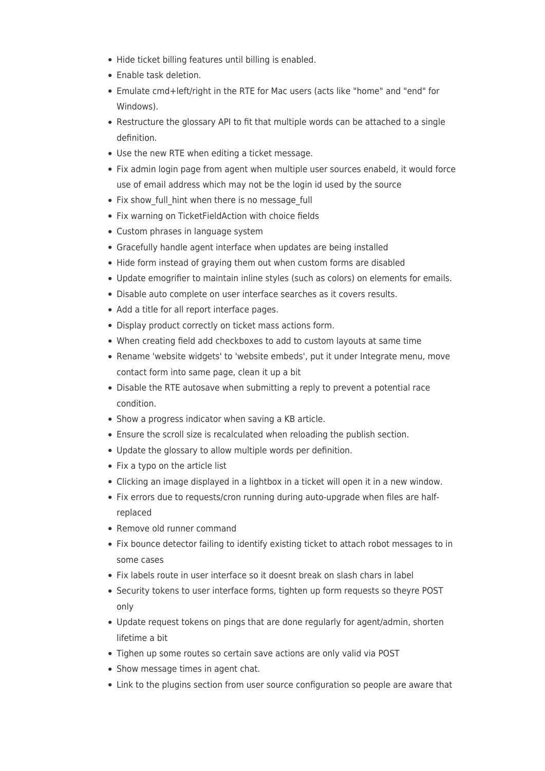- Hide ticket billing features until billing is enabled.
- Enable task deletion.
- Emulate cmd+left/right in the RTE for Mac users (acts like "home" and "end" for Windows).
- Restructure the glossary API to fit that multiple words can be attached to a single definition.
- Use the new RTE when editing a ticket message.
- Fix admin login page from agent when multiple user sources enabeld, it would force use of email address which may not be the login id used by the source
- Fix show_full_hint when there is no message_full
- Fix warning on TicketFieldAction with choice fields
- Custom phrases in language system
- Gracefully handle agent interface when updates are being installed
- Hide form instead of graying them out when custom forms are disabled
- Update emogrifier to maintain inline styles (such as colors) on elements for emails.
- Disable auto complete on user interface searches as it covers results.
- Add a title for all report interface pages.
- Display product correctly on ticket mass actions form.
- When creating field add checkboxes to add to custom layouts at same time
- Rename 'website widgets' to 'website embeds', put it under Integrate menu, move contact form into same page, clean it up a bit
- Disable the RTE autosave when submitting a reply to prevent a potential race condition.
- Show a progress indicator when saving a KB article.
- Ensure the scroll size is recalculated when reloading the publish section.
- Update the glossary to allow multiple words per definition.
- Fix a typo on the article list
- Clicking an image displayed in a lightbox in a ticket will open it in a new window.
- Fix errors due to requests/cron running during auto-upgrade when files are half-replaced
- Remove old runner command
- Fix bounce detector failing to identify existing ticket to attach robot messages to in some cases
- Fix labels route in user interface so it doesnt break on slash chars in label
- Security tokens to user interface forms, tighten up form requests so theyre POST only
- Update request tokens on pings that are done regularly for agent/admin, shorten lifetime a bit
- Tighen up some routes so certain save actions are only valid via POST
- Show message times in agent chat.
- Link to the plugins section from user source configuration so people are aware that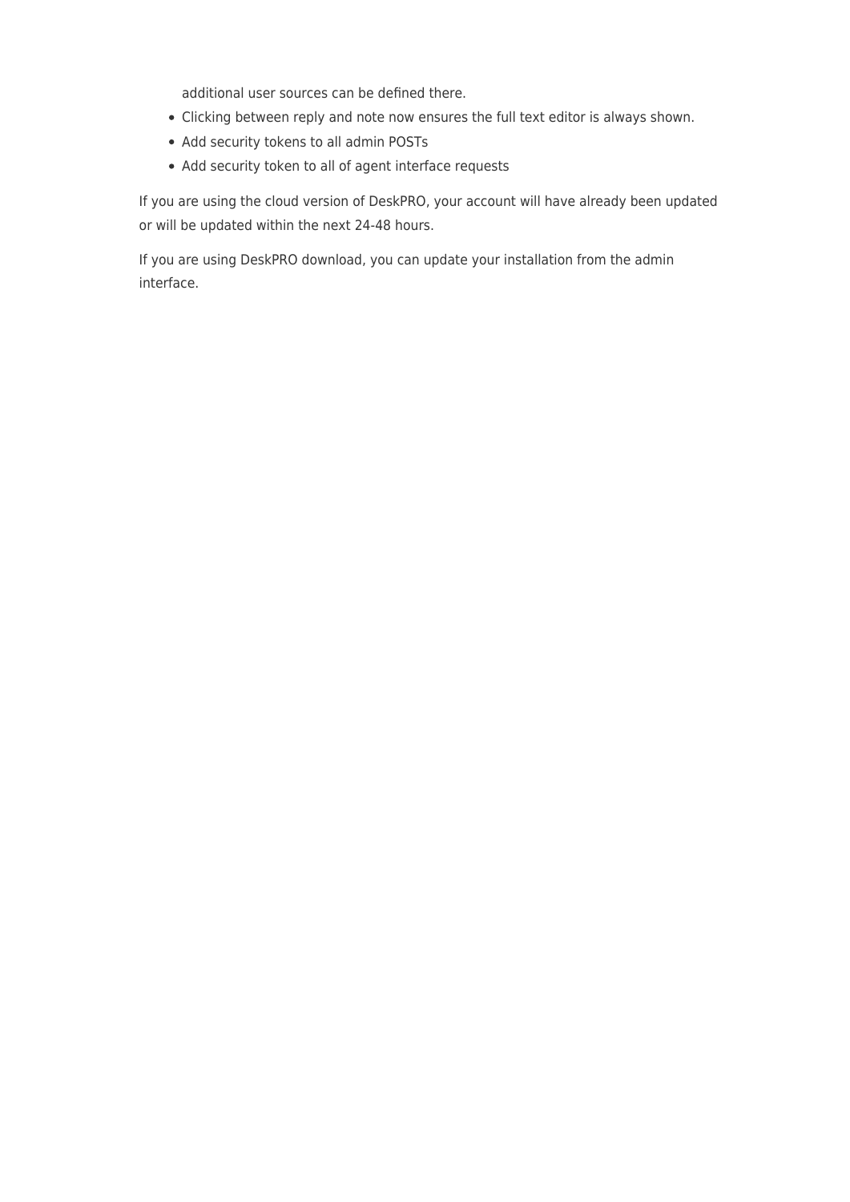additional user sources can be defined there.

- Clicking between reply and note now ensures the full text editor is always shown.
- Add security tokens to all admin POSTs
- Add security token to all of agent interface requests

If you are using the cloud version of DeskPRO, your account will have already been updated or will be updated within the next 24-48 hours.

If you are using DeskPRO download, you can update your installation from the admin interface.